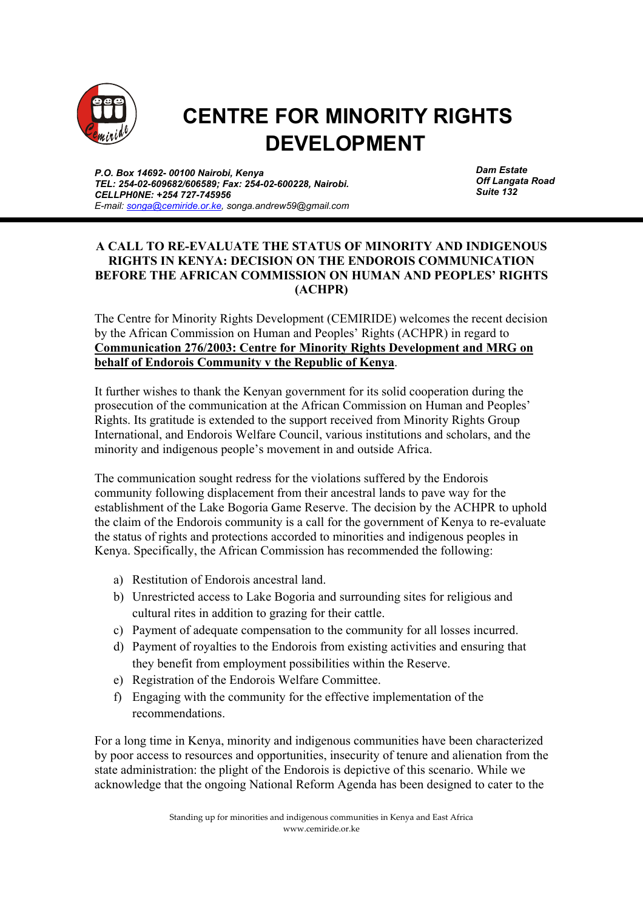# CENTRE FOR MINORITY RIGHTS DEVELOPMENT

*P.O. Box 14692- 00100 Nairobi, Kenya*
*TEL: 254-02-609682/606589; Fax: 254-02-600228, Nairobi.*
*CELLPH0NE: +254 727-745956*
*E-mail: songa@cemiride.or.ke, songa.andrew59@gmail.com*

*Dam Estate*
*Off Langata Road*
*Suite 132*

## A CALL TO RE-EVALUATE THE STATUS OF MINORITY AND INDIGENOUS RIGHTS IN KENYA: DECISION ON THE ENDOROIS COMMUNICATION BEFORE THE AFRICAN COMMISSION ON HUMAN AND PEOPLES' RIGHTS (ACHPR)

The Centre for Minority Rights Development (CEMIRIDE) welcomes the recent decision by the African Commission on Human and Peoples' Rights (ACHPR) in regard to **Communication 276/2003: Centre for Minority Rights Development and MRG on behalf of Endorois Community v the Republic of Kenya**.

It further wishes to thank the Kenyan government for its solid cooperation during the prosecution of the communication at the African Commission on Human and Peoples' Rights. Its gratitude is extended to the support received from Minority Rights Group International, and Endorois Welfare Council, various institutions and scholars, and the minority and indigenous people's movement in and outside Africa.

The communication sought redress for the violations suffered by the Endorois community following displacement from their ancestral lands to pave way for the establishment of the Lake Bogoria Game Reserve. The decision by the ACHPR to uphold the claim of the Endorois community is a call for the government of Kenya to re-evaluate the status of rights and protections accorded to minorities and indigenous peoples in Kenya. Specifically, the African Commission has recommended the following:

a) Restitution of Endorois ancestral land.
b) Unrestricted access to Lake Bogoria and surrounding sites for religious and cultural rites in addition to grazing for their cattle.
c) Payment of adequate compensation to the community for all losses incurred.
d) Payment of royalties to the Endorois from existing activities and ensuring that they benefit from employment possibilities within the Reserve.
e) Registration of the Endorois Welfare Committee.
f) Engaging with the community for the effective implementation of the recommendations.

For a long time in Kenya, minority and indigenous communities have been characterized by poor access to resources and opportunities, insecurity of tenure and alienation from the state administration: the plight of the Endorois is depictive of this scenario. While we acknowledge that the ongoing National Reform Agenda has been designed to cater to the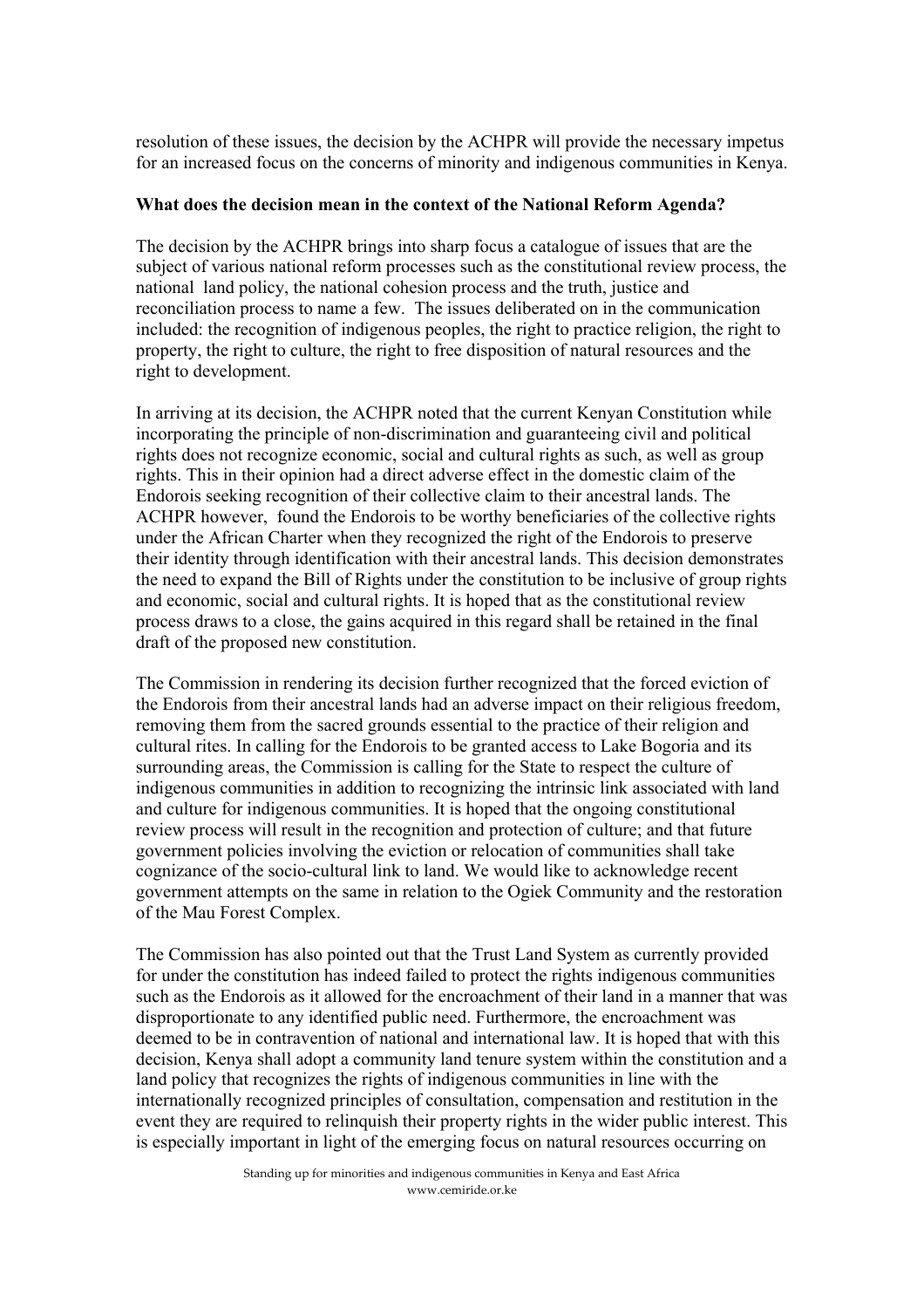resolution of these issues, the decision by the ACHPR will provide the necessary impetus for an increased focus on the concerns of minority and indigenous communities in Kenya.

**What does the decision mean in the context of the National Reform Agenda?**

The decision by the ACHPR brings into sharp focus a catalogue of issues that are the subject of various national reform processes such as the constitutional review process, the national land policy, the national cohesion process and the truth, justice and reconciliation process to name a few. The issues deliberated on in the communication included: the recognition of indigenous peoples, the right to practice religion, the right to property, the right to culture, the right to free disposition of natural resources and the right to development.

In arriving at its decision, the ACHPR noted that the current Kenyan Constitution while incorporating the principle of non-discrimination and guaranteeing civil and political rights does not recognize economic, social and cultural rights as such, as well as group rights. This in their opinion had a direct adverse effect in the domestic claim of the Endorois seeking recognition of their collective claim to their ancestral lands. The ACHPR however, found the Endorois to be worthy beneficiaries of the collective rights under the African Charter when they recognized the right of the Endorois to preserve their identity through identification with their ancestral lands. This decision demonstrates the need to expand the Bill of Rights under the constitution to be inclusive of group rights and economic, social and cultural rights. It is hoped that as the constitutional review process draws to a close, the gains acquired in this regard shall be retained in the final draft of the proposed new constitution.

The Commission in rendering its decision further recognized that the forced eviction of the Endorois from their ancestral lands had an adverse impact on their religious freedom, removing them from the sacred grounds essential to the practice of their religion and cultural rites. In calling for the Endorois to be granted access to Lake Bogoria and its surrounding areas, the Commission is calling for the State to respect the culture of indigenous communities in addition to recognizing the intrinsic link associated with land and culture for indigenous communities. It is hoped that the ongoing constitutional review process will result in the recognition and protection of culture; and that future government policies involving the eviction or relocation of communities shall take cognizance of the socio-cultural link to land. We would like to acknowledge recent government attempts on the same in relation to the Ogiek Community and the restoration of the Mau Forest Complex.

The Commission has also pointed out that the Trust Land System as currently provided for under the constitution has indeed failed to protect the rights indigenous communities such as the Endorois as it allowed for the encroachment of their land in a manner that was disproportionate to any identified public need. Furthermore, the encroachment was deemed to be in contravention of national and international law. It is hoped that with this decision, Kenya shall adopt a community land tenure system within the constitution and a land policy that recognizes the rights of indigenous communities in line with the internationally recognized principles of consultation, compensation and restitution in the event they are required to relinquish their property rights in the wider public interest. This is especially important in light of the emerging focus on natural resources occurring on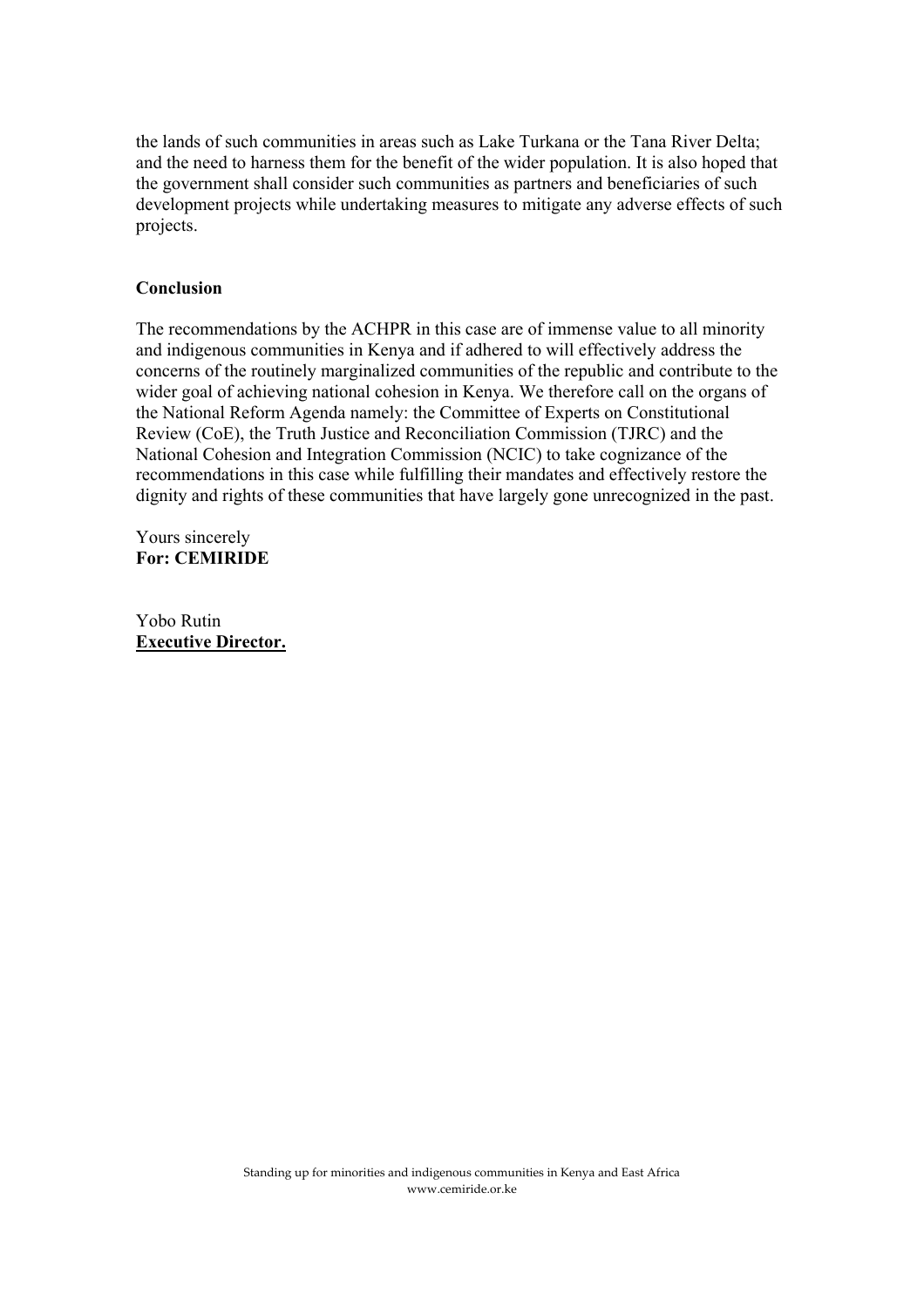the lands of such communities in areas such as Lake Turkana or the Tana River Delta; and the need to harness them for the benefit of the wider population. It is also hoped that the government shall consider such communities as partners and beneficiaries of such development projects while undertaking measures to mitigate any adverse effects of such projects.

**Conclusion**

The recommendations by the ACHPR in this case are of immense value to all minority and indigenous communities in Kenya and if adhered to will effectively address the concerns of the routinely marginalized communities of the republic and contribute to the wider goal of achieving national cohesion in Kenya. We therefore call on the organs of the National Reform Agenda namely: the Committee of Experts on Constitutional Review (CoE), the Truth Justice and Reconciliation Commission (TJRC) and the National Cohesion and Integration Commission (NCIC) to take cognizance of the recommendations in this case while fulfilling their mandates and effectively restore the dignity and rights of these communities that have largely gone unrecognized in the past.

Yours sincerely
**For: CEMIRIDE**

Yobo Rutin
**Executive Director.**